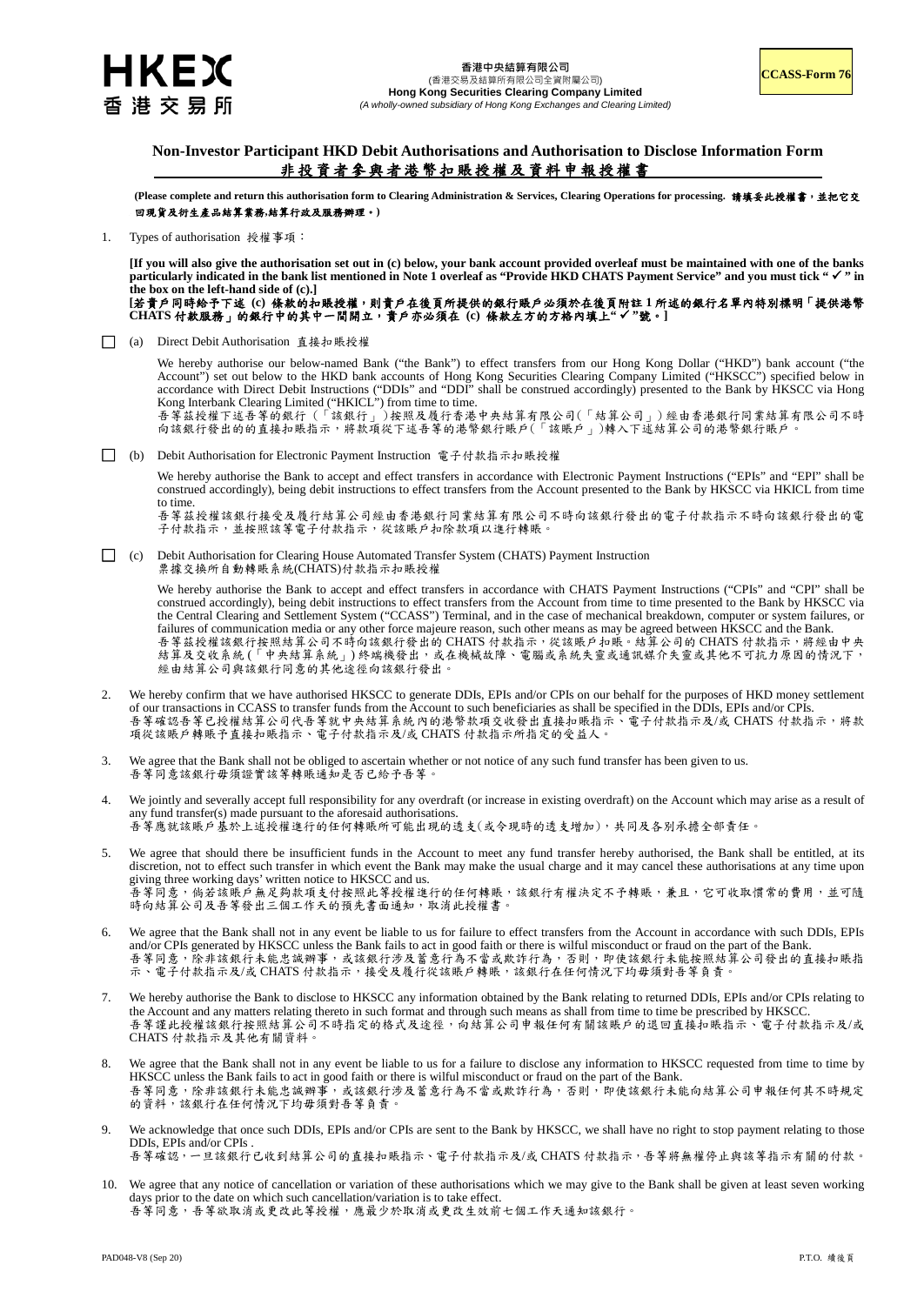HKEX
香港交易所

**香港中央結算有限公司**
(香港交易及結算所有限公司全資附屬公司)
**Hong Kong Securities Clearing Company Limited**
*(A wholly-owned subsidiary of Hong Kong Exchanges and Clearing Limited)*

**CCASS-Form 76**

# Non-Investor Participant HKD Debit Authorisations and Authorisation to Disclose Information Form
# 非投資者參與者港幣扣賬授權及資料申報授權書

**(Please complete and return this authorisation form to Clearing Administration & Services, Clearing Operations for processing. 請填妥此授權書，並把它交回現貨及衍生產品結算業務,結算行政及服務辦理。)**

1. Types of authorisation 授權事項：

   **[If you will also give the authorisation set out in (c) below, your bank account provided overleaf must be maintained with one of the banks particularly indicated in the bank list mentioned in Note 1 overleaf as "Provide HKD CHATS Payment Service" and you must tick " ✓ " in the box on the left-hand side of (c).]**
   **[若貴戶同時給予下述 (c) 條款的扣賬授權，則貴戶在後頁所提供的銀行賬戶必須於在後頁附註 1 所述的銀行名單內特別標明「提供港幣 CHATS 付款服務」的銀行中的其中一間開立，貴戶亦必須在 (c) 條款左方的方格內填上" ✓ "號。]**

☐ (a) Direct Debit Authorisation 直接扣賬授權

We hereby authorise our below-named Bank ("the Bank") to effect transfers from our Hong Kong Dollar ("HKD") bank account ("the Account") set out below to the HKD bank accounts of Hong Kong Securities Clearing Company Limited ("HKSCC") specified below in accordance with Direct Debit Instructions ("DDIs" and "DDI" shall be construed accordingly) presented to the Bank by HKSCC via Hong Kong Interbank Clearing Limited ("HKICL") from time to time.
吾等茲授權下述吾等的銀行（「該銀行」）按照及履行香港中央結算有限公司(「結算公司」) 經由香港銀行同業結算有限公司不時向該銀行發出的的直接扣賬指示，將款項從下述吾等的港幣銀行賬戶(「該賬戶」)轉入下述結算公司的港幣銀行賬戶。

☐ (b) Debit Authorisation for Electronic Payment Instruction 電子付款指示扣賬授權

We hereby authorise the Bank to accept and effect transfers in accordance with Electronic Payment Instructions ("EPIs" and "EPI" shall be construed accordingly), being debit instructions to effect transfers from the Account presented to the Bank by HKSCC via HKICL from time to time.
吾等茲授權該銀行接受及履行結算公司經由香港銀行同業結算有限公司不時向該銀行發出的電子付款指示不時向該銀行發出的電子付款指示，並按照該等電子付款指示，從該賬戶扣除款項以進行轉賬。

☐ (c) Debit Authorisation for Clearing House Automated Transfer System (CHATS) Payment Instruction
票據交換所自動轉賬系統(CHATS)付款指示扣賬授權

We hereby authorise the Bank to accept and effect transfers in accordance with CHATS Payment Instructions ("CPIs" and "CPI" shall be construed accordingly), being debit instructions to effect transfers from the Account from time to time presented to the Bank by HKSCC via the Central Clearing and Settlement System ("CCASS") Terminal, and in the case of mechanical breakdown, computer or system failures, or failures of communication media or any other force majeure reason, such other means as may be agreed between HKSCC and the Bank.
吾等茲授權該銀行按照結算公司不時向該銀行發出的 CHATS 付款指示，從該賬戶扣賬。結算公司的 CHATS 付款指示，將經由中央結算及交收系統(「中央結算系統」)終端機發出，或在機械故障、電腦或系統失靈或通訊媒介失靈或其他不可抗力原因的情況下，經由結算公司與該銀行同意的其他途徑向該銀行發出。

2. We hereby confirm that we have authorised HKSCC to generate DDIs, EPIs and/or CPIs on our behalf for the purposes of HKD money settlement of our transactions in CCASS to transfer funds from the Account to such beneficiaries as shall be specified in the DDIs, EPIs and/or CPIs.
吾等確認吾等已授權結算公司代吾等就中央結算系統內的港幣款項交收發出直接扣賬指示、電子付款指示及/或 CHATS 付款指示，將款項從該賬戶轉賬予直接扣賬指示、電子付款指示及/或 CHATS 付款指示所指定的受益人。

3. We agree that the Bank shall not be obliged to ascertain whether or not notice of any such fund transfer has been given to us.
吾等同意該銀行毋須證實該等轉賬通知是否已給予吾等。

4. We jointly and severally accept full responsibility for any overdraft (or increase in existing overdraft) on the Account which may arise as a result of any fund transfer(s) made pursuant to the aforesaid authorisations.
吾等應就該賬戶基於上述授權進行的任何轉賬所可能出現的透支(或令現時的透支增加)，共同及各別承擔全部責任。

5. We agree that should there be insufficient funds in the Account to meet any fund transfer hereby authorised, the Bank shall be entitled, at its discretion, not to effect such transfer in which event the Bank may make the usual charge and it may cancel these authorisations at any time upon giving three working days' written notice to HKSCC and us.
吾等同意，倘若該賬戶無足夠款項支付按照此等授權進行的任何轉賬，該銀行有權決定不予轉賬，兼且，它可收取慣常的費用，並可隨時向結算公司及吾等發出三個工作天的預先書面通知，取消此授權書。

6. We agree that the Bank shall not in any event be liable to us for failure to effect transfers from the Account in accordance with such DDIs, EPIs and/or CPIs generated by HKSCC unless the Bank fails to act in good faith or there is wilful misconduct or fraud on the part of the Bank.
吾等同意，除非該銀行未能忠誠辦事，或該銀行涉及蓄意行為不當或欺詐行為，否則，即使該銀行未能按照結算公司發出的直接扣賬指示、電子付款指示及/或 CHATS 付款指示，接受及履行從該賬戶轉賬，該銀行在任何情況下均毋須對吾等負責。

7. We hereby authorise the Bank to disclose to HKSCC any information obtained by the Bank relating to returned DDIs, EPIs and/or CPIs relating to the Account and any matters relating thereto in such format and through such means as shall from time to time be prescribed by HKSCC.
吾等謹此授權該銀行按照結算公司不時指定的格式及途徑，向結算公司申報任何有關該賬戶的退回直接扣賬指示、電子付款指示及/或 CHATS 付款指示及其他有關資料。

8. We agree that the Bank shall not in any event be liable to us for a failure to disclose any information to HKSCC requested from time to time by HKSCC unless the Bank fails to act in good faith or there is wilful misconduct or fraud on the part of the Bank.
吾等同意，除非該銀行未能忠誠辦事，或該銀行涉及蓄意行為不當或欺詐行為，否則，即使該銀行未能向結算公司申報任何其不時規定的資料，該銀行在任何情況下均毋須對吾等負責。

9. We acknowledge that once such DDIs, EPIs and/or CPIs are sent to the Bank by HKSCC, we shall have no right to stop payment relating to those DDIs, EPIs and/or CPIs .
吾等確認，一旦該銀行已收到結算公司的直接扣賬指示、電子付款指示及/或 CHATS 付款指示，吾等將無權停止與該等指示有關的付款。

10. We agree that any notice of cancellation or variation of these authorisations which we may give to the Bank shall be given at least seven working days prior to the date on which such cancellation/variation is to take effect.
吾等同意，吾等欲取消或更改此等授權，應最少於取消或更改生效前七個工作天通知該銀行。

PAD048-V8 (Sep 20)

P.T.O. 續後頁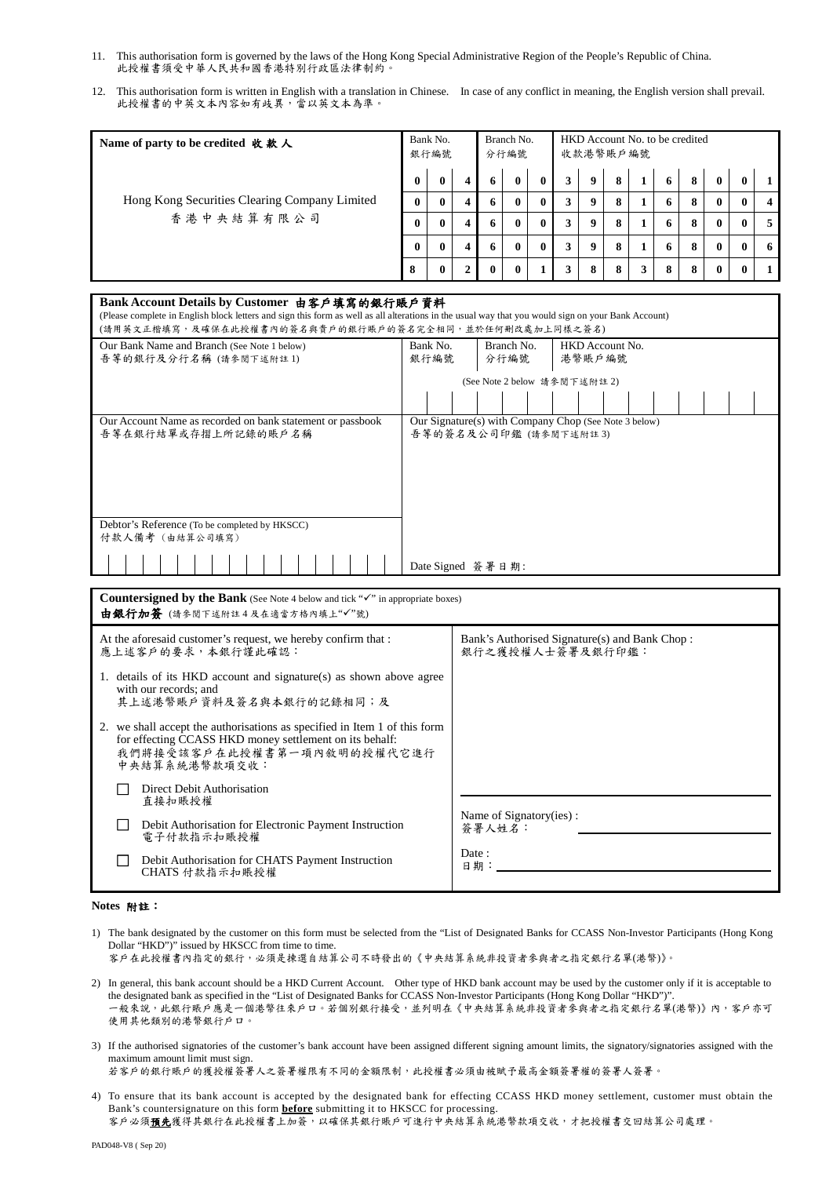11. This authorisation form is governed by the laws of the Hong Kong Special Administrative Region of the People's Republic of China.
此授權書須受中華人民共和國香港特別行政區法律制約。

12. This authorisation form is written in English with a translation in Chinese. In case of any conflict in meaning, the English version shall prevail.
此授權書的中英文本內容如有歧異，當以英文本為準。

| Name of party to be credited 收款人 | Bank No. 銀行編號 | Branch No. 分行編號 | HKD Account No. to be credited 收款港幣賬戶編號 |
|---|---|---|---|
| Hong Kong Securities Clearing Company Limited 香港中央結算有限公司 | 004 | 600 | 398168001 |
| | 004 | 600 | 398168004 |
| | 004 | 600 | 398168005 |
| | 004 | 600 | 398168006 |
| | 802 | 001 | 388388001 |

**Bank Account Details by Customer 由客戶填寫的銀行賬戶資料**
(Please complete in English block letters and sign this form as well as all alterations in the usual way that you would sign on your Bank Account)
(請用英文正楷填寫，及確保在此授權書內的簽名與貴戶的銀行賬戶的簽名完全相同，並於任何刪改處加上同樣之簽名)

| Our Bank Name and Branch (See Note 1 below) 吾等的銀行及分行名稱 (請參閱下述附註 1) | Bank No. 銀行編號 / Branch No. 分行編號 / HKD Account No. 港幣賬戶編號 (See Note 2 below 請參閱下述附註 2) |
|---|---|
| | |
| Our Account Name as recorded on bank statement or passbook 吾等在銀行結單或存摺上所記錄的賬戶名稱 | Our Signature(s) with Company Chop (See Note 3 below) 吾等的簽名及公司印鑑 (請參閱下述附註 3) |
| | |
| Debtor's Reference (To be completed by HKSCC) 付款人備考 (由結算公司填寫) | Date Signed 簽署日期: |

**Countersigned by the Bank** (See Note 4 below and tick "✓" in appropriate boxes)
**由銀行加簽** (請參閱下述附註 4 及在適當方格內填上"✓"號)

At the aforesaid customer's request, we hereby confirm that :
應上述客戶的要求，本銀行謹此確認：

1. details of its HKD account and signature(s) as shown above agree with our records; and
其上述港幣賬戶資料及簽名與本銀行的記錄相同；及

2. we shall accept the authorisations as specified in Item 1 of this form for effecting CCASS HKD money settlement on its behalf:
我們將接受該客戶在此授權書第一項內敘明的授權代它進行中央結算系統港幣款項交收：

☐ Direct Debit Authorisation
直接扣賬授權

☐ Debit Authorisation for Electronic Payment Instruction
電子付款指示扣賬授權

☐ Debit Authorisation for CHATS Payment Instruction
CHATS 付款指示扣賬授權

Bank's Authorised Signature(s) and Bank Chop :
銀行之獲授權人士簽署及銀行印鑑：

Name of Signatory(ies) :
簽署人姓名：

Date :
日期：

**Notes 附註：**

1) The bank designated by the customer on this form must be selected from the "List of Designated Banks for CCASS Non-Investor Participants (Hong Kong Dollar "HKD")" issued by HKSCC from time to time.
客戶在此授權書內指定的銀行，必須是揀選自結算公司不時發出的《中央結算系統非投資者參與者之指定銀行名單(港幣)》。

2) In general, this bank account should be a HKD Current Account. Other type of HKD bank account may be used by the customer only if it is acceptable to the designated bank as specified in the "List of Designated Banks for CCASS Non-Investor Participants (Hong Kong Dollar "HKD")".
一般來說，此銀行賬戶應是一個港幣往來戶口。若個別銀行接受，並列明在《中央結算系統非投資者參與者之指定銀行名單(港幣)》內，客戶亦可使用其他類別的港幣銀行戶口。

3) If the authorised signatories of the customer's bank account have been assigned different signing amount limits, the signatory/signatories assigned with the maximum amount limit must sign.
若客戶的銀行賬戶的獲授權簽署人之簽署權限有不同的金額限制，此授權書必須由被賦予最高金額簽署權的簽署人簽署。

4) To ensure that its bank account is accepted by the designated bank for effecting CCASS HKD money settlement, customer must obtain the Bank's countersignature on this form **before** submitting it to HKSCC for processing.
客戶必須**預先**獲得其銀行在此授權書上加簽，以確保其銀行賬戶可進行中央結算系統港幣款項交收，才把授權書交回結算公司處理。

PAD048-V8 ( Sep 20)